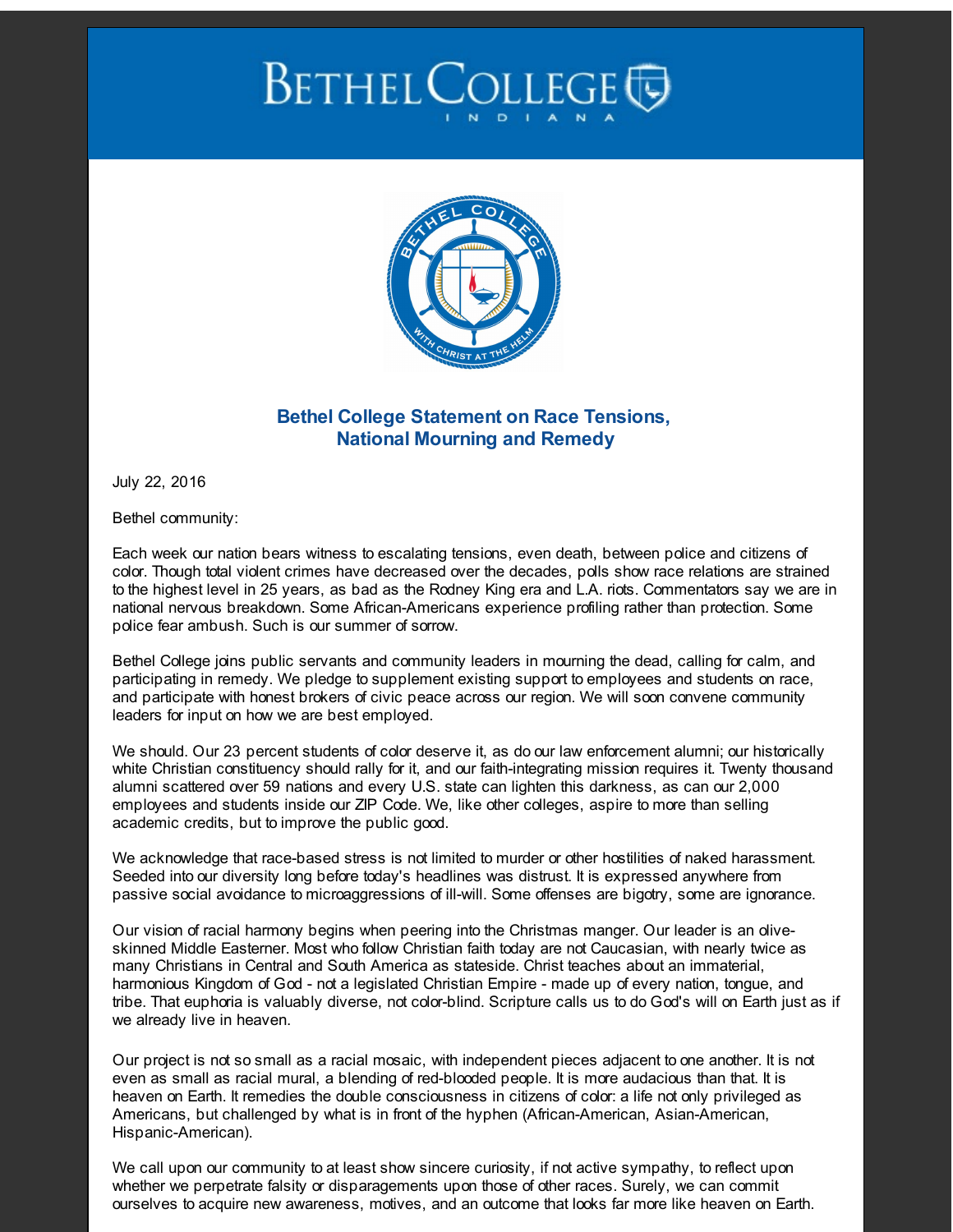# Bethel College Statement on Race Tensions, National Mourning and Remedy

July 22, 2016

Bethel community:

Each week our nation bears witness to escalating tensions, even death, between police and citizens of color. Though total violent crimes have decreased over the decades, polls show race relations are strained to the highest level in 25 years, as bad as the Rodney King era and L.A. riots. Commentators say we are in national nervous breakdown. Some African-Americans experience profiling rather than protection. Some police fear ambush. Such is our summer of sorrow.

Bethel College joins public servants and community leaders in mourning the dead, calling for calm, and participating in remedy. We pledge to supplement existing support to employees and students on race, and participate with honest brokers of civic peace across our region. We will soon convene community leaders for input on how we are best employed.

We should. Our 23 percent students of color deserve it, as do our law enforcement alumni; our historically white Christian constituency should rally for it, and our faith-integrating mission requires it. Twenty thousand alumni scattered over 59 nations and every U.S. state can lighten this darkness, as can our 2,000 employees and students inside our ZIP Code. We, like other colleges, aspire to more than selling academic credits, but to improve the public good.

We acknowledge that race-based stress is not limited to murder or other hostilities of naked harassment. Seeded into our diversity long before today's headlines was distrust. It is expressed anywhere from passive social avoidance to microaggressions of ill-will. Some offenses are bigotry, some are ignorance.

Our vision of racial harmony begins when peering into the Christmas manger. Our leader is an olive-skinned Middle Easterner. Most who follow Christian faith today are not Caucasian, with nearly twice as many Christians in Central and South America as stateside. Christ teaches about an immaterial, harmonious Kingdom of God - not a legislated Christian Empire - made up of every nation, tongue, and tribe. That euphoria is valuably diverse, not color-blind. Scripture calls us to do God's will on Earth just as if we already live in heaven.

Our project is not so small as a racial mosaic, with independent pieces adjacent to one another. It is not even as small as racial mural, a blending of red-blooded people. It is more audacious than that. It is heaven on Earth. It remedies the double consciousness in citizens of color: a life not only privileged as Americans, but challenged by what is in front of the hyphen (African-American, Asian-American, Hispanic-American).

We call upon our community to at least show sincere curiosity, if not active sympathy, to reflect upon whether we perpetrate falsity or disparagements upon those of other races. Surely, we can commit ourselves to acquire new awareness, motives, and an outcome that looks far more like heaven on Earth.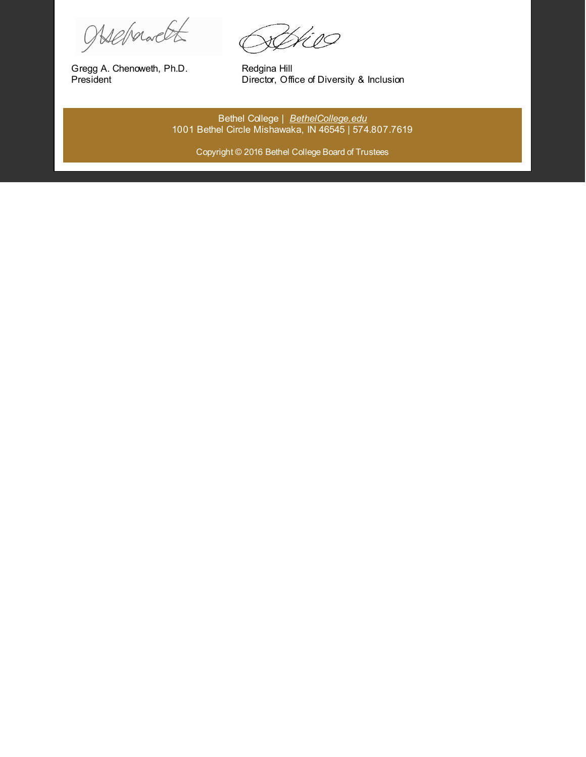Gregg A. Chenoweth, Ph.D.
President

Redgina Hill
Director, Office of Diversity & Inclusion

Bethel College | *BethelCollege.edu*
1001 Bethel Circle Mishawaka, IN 46545 | 574.807.7619

Copyright © 2016 Bethel College Board of Trustees